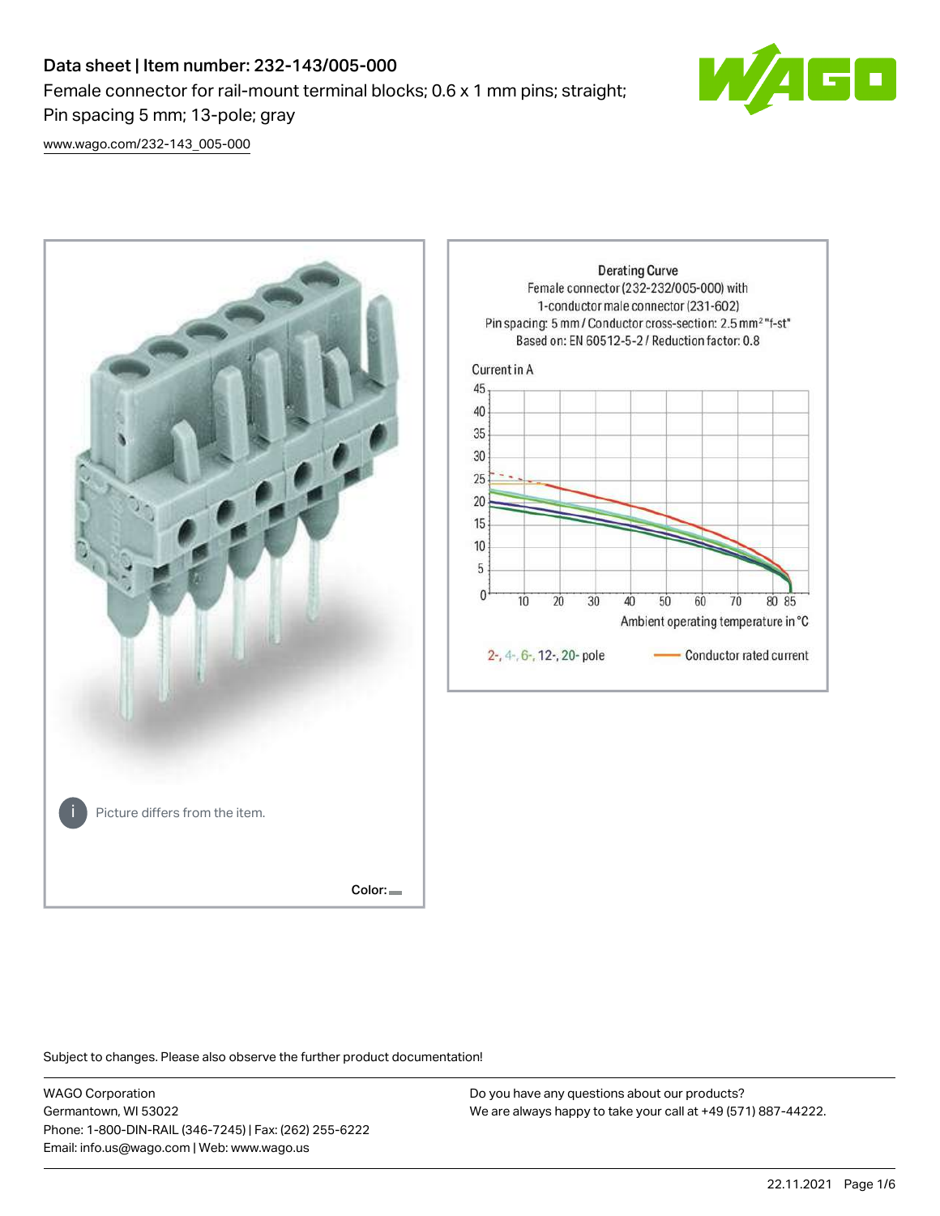# Data sheet | Item number: 232-143/005-000

Female connector for rail-mount terminal blocks; 0.6 x 1 mm pins; straight; Pin spacing 5 mm; 13-pole; gray

[www.wago.com/232-143_005-000](http://www.wago.com/232-143_005-000)

Picture differs from the item.

Color:

Derating Curve
Female connector (232-232/005-000) with 1-conductor male connector (231-602)
Pin spacing: 5 mm / Conductor cross-section: 2.5 mm² "f-st"
Based on: EN 60512-5-2 / Reduction factor: 0.8

Current in A

Ambient operating temperature in °C

2-, 4-, 6-, 12-, 20- pole — Conductor rated current

Subject to changes. Please also observe the further product documentation!

WAGO Corporation
Germantown, WI 53022
Phone: 1-800-DIN-RAIL (346-7245) | Fax: (262) 255-6222
Email: info.us@wago.com | Web: www.wago.us

Do you have any questions about our products?
We are always happy to take your call at +49 (571) 887-44222.

22.11.2021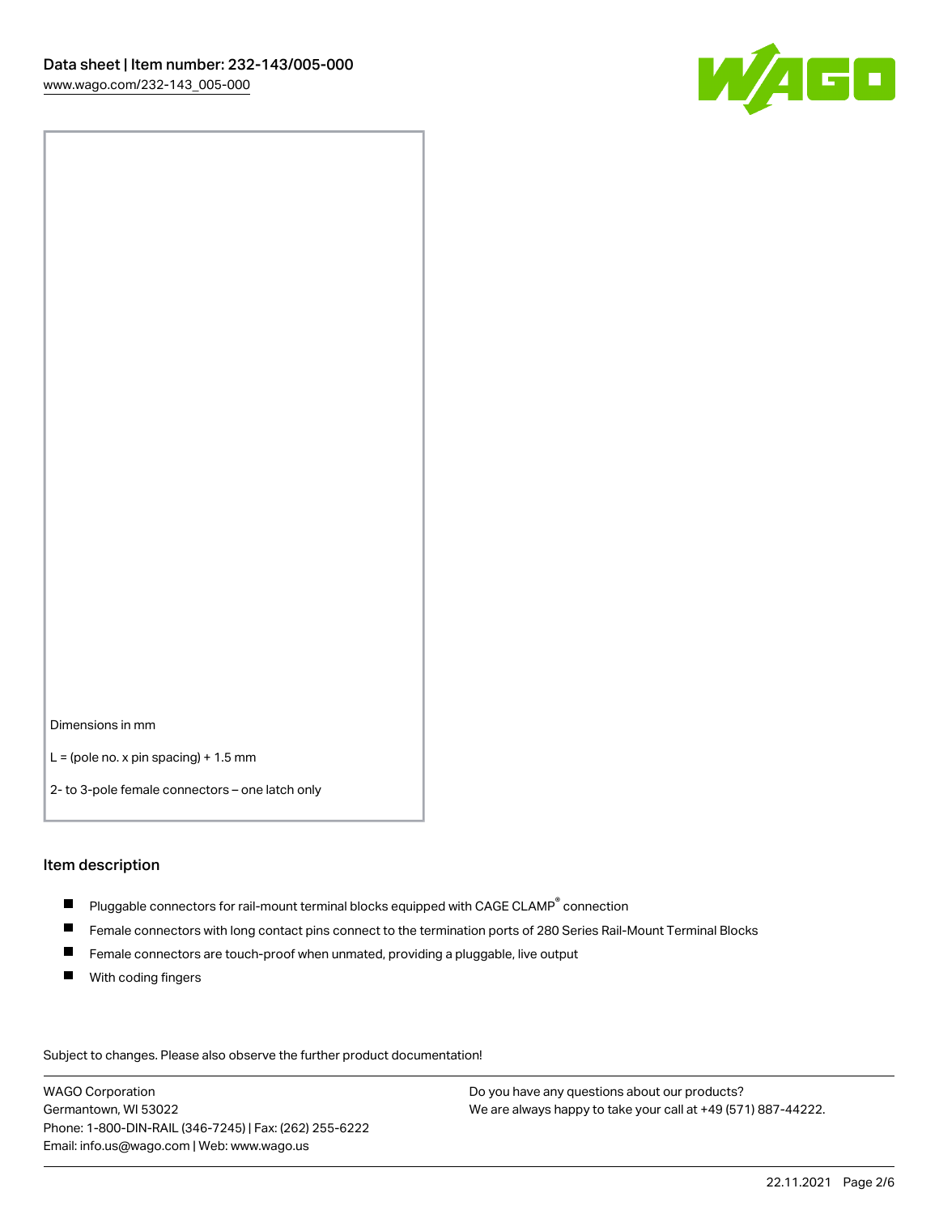Dimensions in mm

L = (pole no. x pin spacing) + 1.5 mm

2- to 3-pole female connectors – one latch only

## Item description

- Pluggable connectors for rail-mount terminal blocks equipped with CAGE CLAMP® connection
- Female connectors with long contact pins connect to the termination ports of 280 Series Rail-Mount Terminal Blocks
- Female connectors are touch-proof when unmated, providing a pluggable, live output
- With coding fingers

Subject to changes. Please also observe the further product documentation!

WAGO Corporation
Germantown, WI 53022
Phone: 1-800-DIN-RAIL (346-7245) | Fax: (262) 255-6222
Email: info.us@wago.com | Web: www.wago.us

Do you have any questions about our products?
We are always happy to take your call at +49 (571) 887-44222.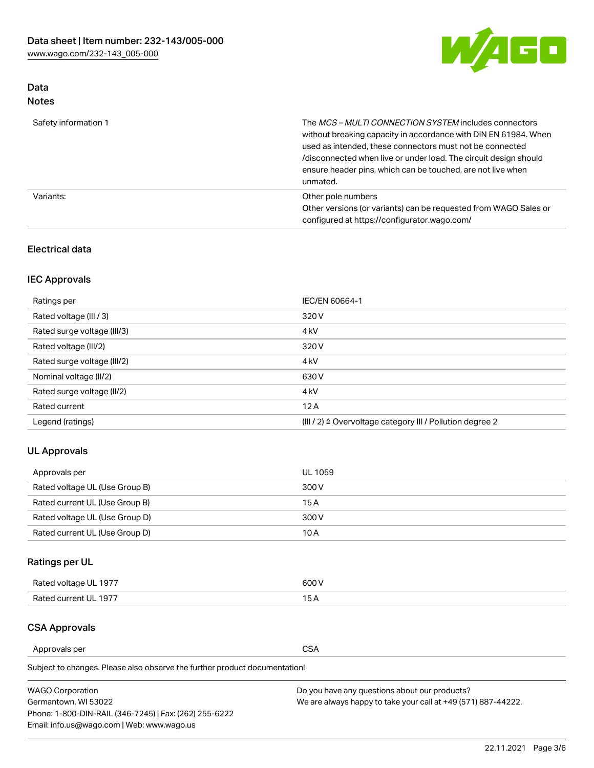## Data
### Notes

| | |
|---|---|
| Safety information 1 | The *MCS – MULTI CONNECTION SYSTEM* includes connectors without breaking capacity in accordance with DIN EN 61984. When used as intended, these connectors must not be connected /disconnected when live or under load. The circuit design should ensure header pins, which can be touched, are not live when unmated. |
| Variants: | Other pole numbers<br>Other versions (or variants) can be requested from WAGO Sales or configured at https://configurator.wago.com/ |

## Electrical data

### IEC Approvals

| | |
|---|---|
| Ratings per | IEC/EN 60664-1 |
| Rated voltage (III / 3) | 320 V |
| Rated surge voltage (III/3) | 4 kV |
| Rated voltage (III/2) | 320 V |
| Rated surge voltage (III/2) | 4 kV |
| Nominal voltage (II/2) | 630 V |
| Rated surge voltage (II/2) | 4 kV |
| Rated current | 12 A |
| Legend (ratings) | (III / 2) ≙ Overvoltage category III / Pollution degree 2 |

### UL Approvals

| | |
|---|---|
| Approvals per | UL 1059 |
| Rated voltage UL (Use Group B) | 300 V |
| Rated current UL (Use Group B) | 15 A |
| Rated voltage UL (Use Group D) | 300 V |
| Rated current UL (Use Group D) | 10 A |

### Ratings per UL

| | |
|---|---|
| Rated voltage UL 1977 | 600 V |
| Rated current UL 1977 | 15 A |

### CSA Approvals

| | |
|---|---|
| Approvals per | CSA |

Subject to changes. Please also observe the further product documentation!

WAGO Corporation
Germantown, WI 53022
Phone: 1-800-DIN-RAIL (346-7245) | Fax: (262) 255-6222
Email: info.us@wago.com | Web: www.wago.us

Do you have any questions about our products?
We are always happy to take your call at +49 (571) 887-44222.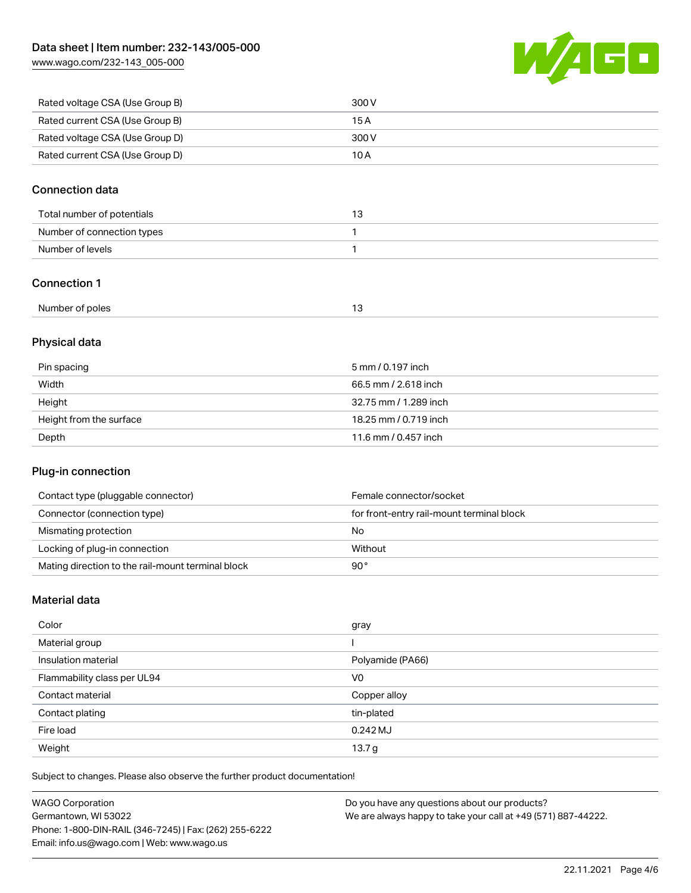| Rated voltage CSA (Use Group B) | 300 V |
| --- | --- |
| Rated current CSA (Use Group B) | 15 A |
| Rated voltage CSA (Use Group D) | 300 V |
| Rated current CSA (Use Group D) | 10 A |

## Connection data

| Total number of potentials | 13 |
| --- | --- |
| Number of connection types | 1 |
| Number of levels | 1 |

## Connection 1

| Number of poles | 13 |
| --- | --- |

## Physical data

| Pin spacing | 5 mm / 0.197 inch |
| --- | --- |
| Width | 66.5 mm / 2.618 inch |
| Height | 32.75 mm / 1.289 inch |
| Height from the surface | 18.25 mm / 0.719 inch |
| Depth | 11.6 mm / 0.457 inch |

## Plug-in connection

| Contact type (pluggable connector) | Female connector/socket |
| --- | --- |
| Connector (connection type) | for front-entry rail-mount terminal block |
| Mismating protection | No |
| Locking of plug-in connection | Without |
| Mating direction to the rail-mount terminal block | 90 ° |

## Material data

| Color | gray |
| --- | --- |
| Material group | I |
| Insulation material | Polyamide (PA66) |
| Flammability class per UL94 | V0 |
| Contact material | Copper alloy |
| Contact plating | tin-plated |
| Fire load | 0.242 MJ |
| Weight | 13.7 g |

Subject to changes. Please also observe the further product documentation!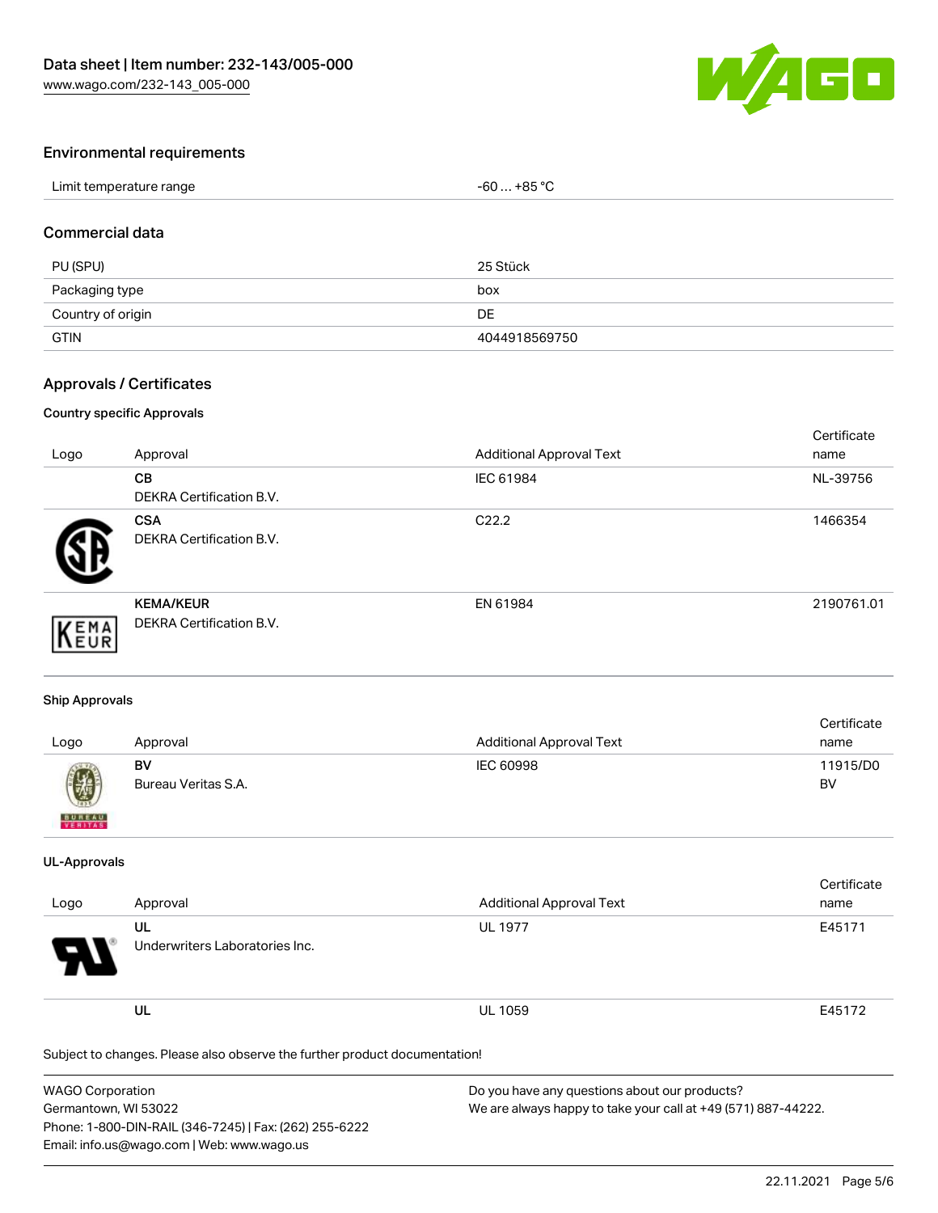## Environmental requirements

| | |
|---|---|
| Limit temperature range | -60 … +85 °C |

## Commercial data

| | |
|---|---|
| PU (SPU) | 25 Stück |
| Packaging type | box |
| Country of origin | DE |
| GTIN | 4044918569750 |

## Approvals / Certificates

### Country specific Approvals

| Logo | Approval | Additional Approval Text | Certificate name |
|---|---|---|---|
| | **CB**<br>DEKRA Certification B.V. | IEC 61984 | NL-39756 |
| | **CSA**<br>DEKRA Certification B.V. | C22.2 | 1466354 |
| | **KEMA/KEUR**<br>DEKRA Certification B.V. | EN 61984 | 2190761.01 |

### Ship Approvals

| Logo | Approval | Additional Approval Text | Certificate name |
|---|---|---|---|
| | **BV**<br>Bureau Veritas S.A. | IEC 60998 | 11915/D0 BV |

### UL-Approvals

| Logo | Approval | Additional Approval Text | Certificate name |
|---|---|---|---|
| | **UL**<br>Underwriters Laboratories Inc. | UL 1977 | E45171 |
| | **UL** | UL 1059 | E45172 |

Subject to changes. Please also observe the further product documentation!

WAGO Corporation
Germantown, WI 53022
Phone: 1-800-DIN-RAIL (346-7245) | Fax: (262) 255-6222
Email: info.us@wago.com | Web: www.wago.us

Do you have any questions about our products?
We are always happy to take your call at +49 (571) 887-44222.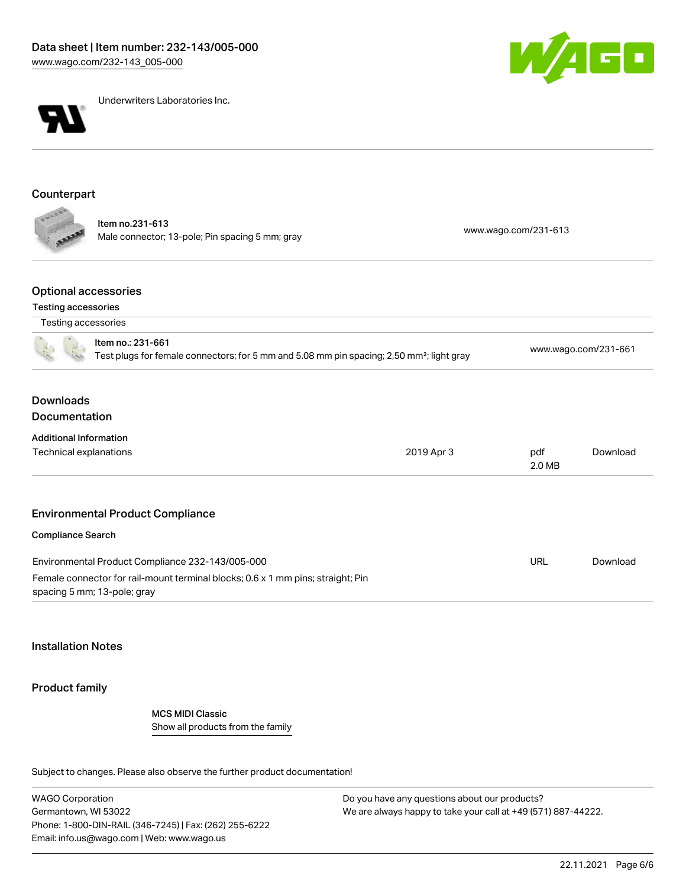Underwriters Laboratories Inc.

## Counterpart

Item no.231-613
Male connector; 13-pole; Pin spacing 5 mm; gray

www.wago.com/231-613

## Optional accessories

**Testing accessories**

Testing accessories

Item no.: 231-661
Test plugs for female connectors; for 5 mm and 5.08 mm pin spacing; 2,50 mm²; light gray

www.wago.com/231-661

## Downloads

## Documentation

**Additional Information**

| | | | |
|---|---|---|---|
| Technical explanations | 2019 Apr 3 | pdf 2.0 MB | Download |

## Environmental Product Compliance

**Compliance Search**

| | | |
|---|---|---|
| Environmental Product Compliance 232-143/005-000 | URL | Download |
| Female connector for rail-mount terminal blocks; 0.6 x 1 mm pins; straight; Pin spacing 5 mm; 13-pole; gray | | |

## Installation Notes

## Product family

MCS MIDI Classic
Show all products from the family

Subject to changes. Please also observe the further product documentation!

WAGO Corporation
Germantown, WI 53022
Phone: 1-800-DIN-RAIL (346-7245) | Fax: (262) 255-6222
Email: info.us@wago.com | Web: www.wago.us

Do you have any questions about our products?
We are always happy to take your call at +49 (571) 887-44222.